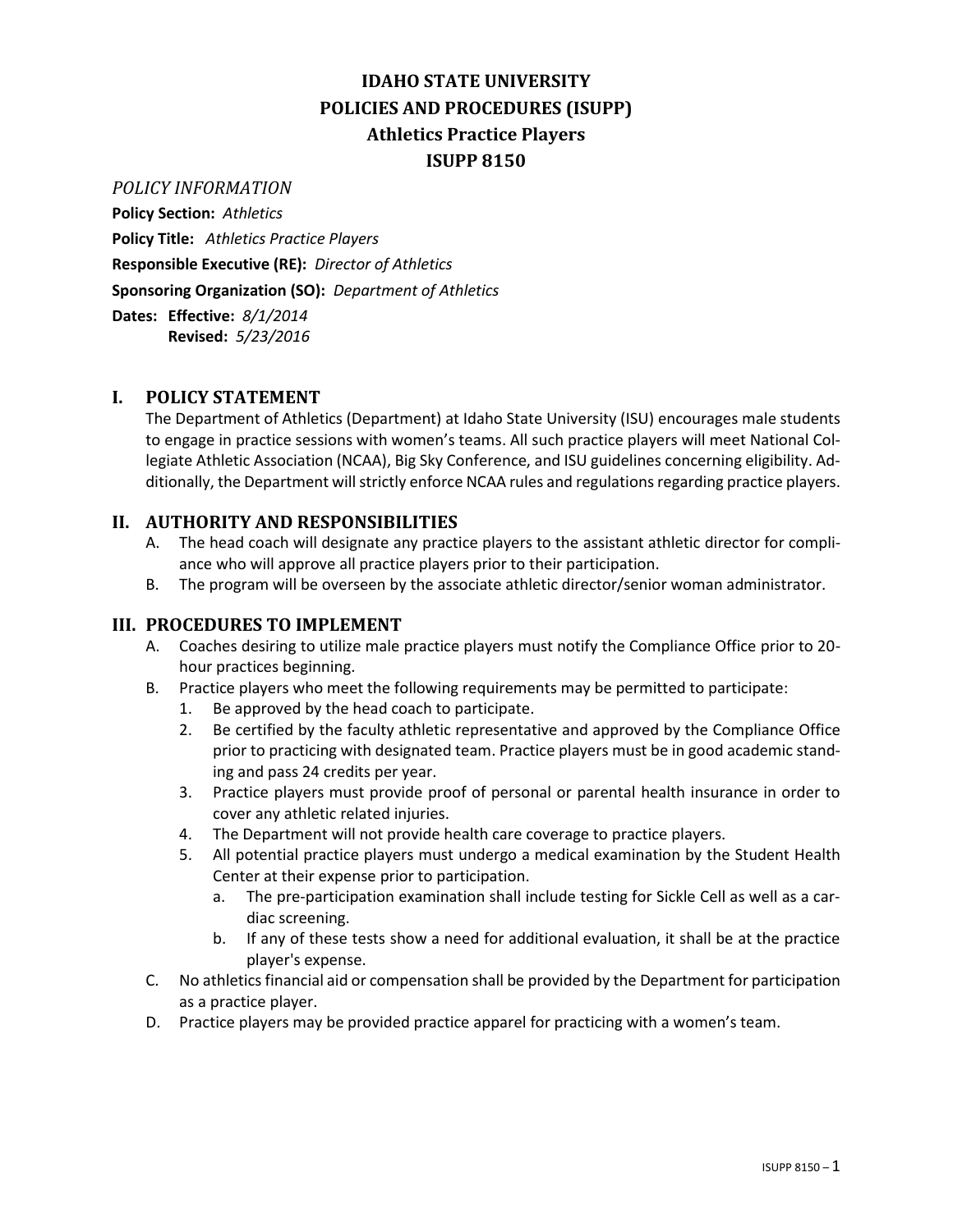# IDAHO STATE UNIVERSITY
# POLICIES AND PROCEDURES (ISUPP)
# Athletics Practice Players
# ISUPP 8150

*POLICY INFORMATION*

**Policy Section:** *Athletics*

**Policy Title:** *Athletics Practice Players*

**Responsible Executive (RE):** *Director of Athletics*

**Sponsoring Organization (SO):** *Department of Athletics*

**Dates: Effective:** *8/1/2014*
**Revised:** *5/23/2016*

## I. POLICY STATEMENT

The Department of Athletics (Department) at Idaho State University (ISU) encourages male students to engage in practice sessions with women's teams. All such practice players will meet National Collegiate Athletic Association (NCAA), Big Sky Conference, and ISU guidelines concerning eligibility. Additionally, the Department will strictly enforce NCAA rules and regulations regarding practice players.

## II. AUTHORITY AND RESPONSIBILITIES

A. The head coach will designate any practice players to the assistant athletic director for compliance who will approve all practice players prior to their participation.

B. The program will be overseen by the associate athletic director/senior woman administrator.

## III. PROCEDURES TO IMPLEMENT

A. Coaches desiring to utilize male practice players must notify the Compliance Office prior to 20-hour practices beginning.

B. Practice players who meet the following requirements may be permitted to participate:

1. Be approved by the head coach to participate.
2. Be certified by the faculty athletic representative and approved by the Compliance Office prior to practicing with designated team. Practice players must be in good academic standing and pass 24 credits per year.
3. Practice players must provide proof of personal or parental health insurance in order to cover any athletic related injuries.
4. The Department will not provide health care coverage to practice players.
5. All potential practice players must undergo a medical examination by the Student Health Center at their expense prior to participation.
   a. The pre-participation examination shall include testing for Sickle Cell as well as a cardiac screening.
   b. If any of these tests show a need for additional evaluation, it shall be at the practice player's expense.

C. No athletics financial aid or compensation shall be provided by the Department for participation as a practice player.

D. Practice players may be provided practice apparel for practicing with a women's team.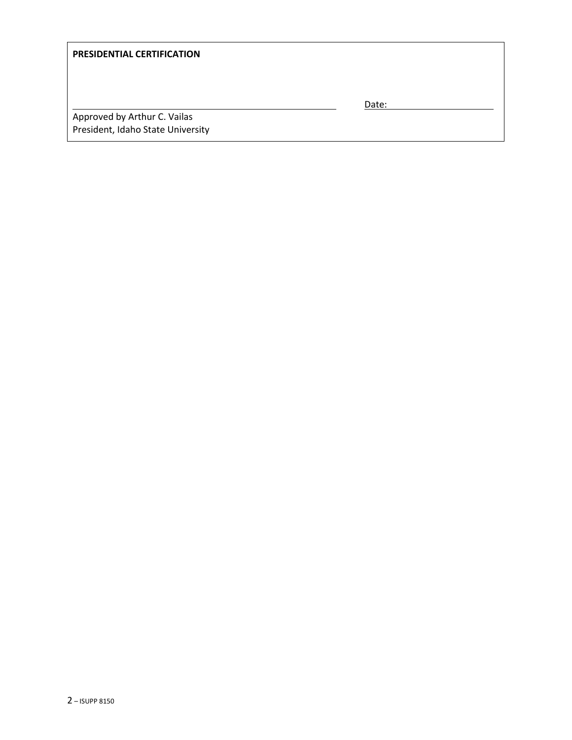**PRESIDENTIAL CERTIFICATION**

\_\_\_\_\_\_\_\_\_\_\_\_\_\_\_\_\_\_\_\_\_\_\_\_\_\_\_\_\_\_\_\_\_\_\_\_\_\_\_\_ Date: \_\_\_\_\_\_\_\_\_\_\_\_\_\_\_\_\_\_\_\_

Approved by Arthur C. Vailas
President, Idaho State University